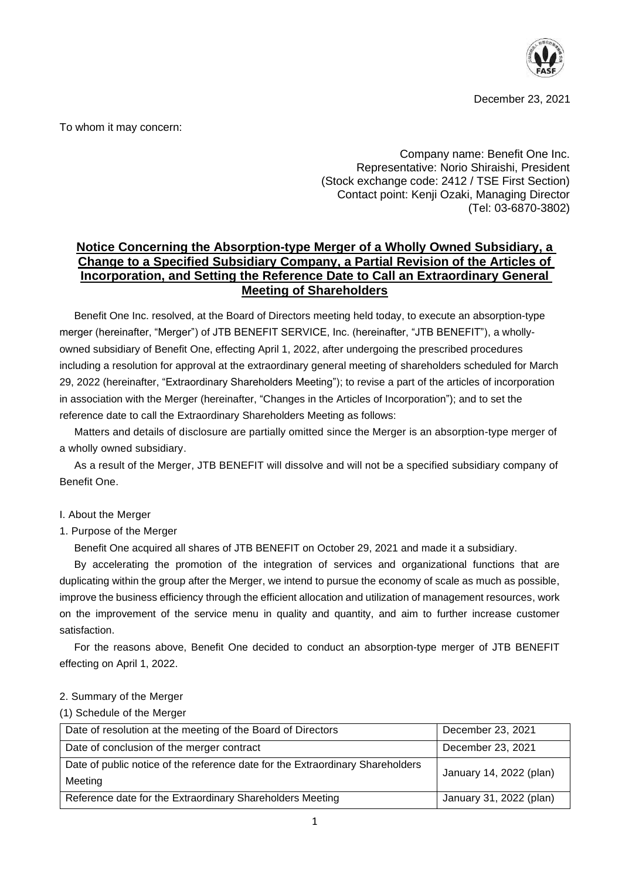December 23, 2021

To whom it may concern:

Company name: Benefit One Inc.
Representative: Norio Shiraishi, President
(Stock exchange code: 2412 / TSE First Section)
Contact point: Kenji Ozaki, Managing Director
(Tel: 03-6870-3802)

# Notice Concerning the Absorption-type Merger of a Wholly Owned Subsidiary, a Change to a Specified Subsidiary Company, a Partial Revision of the Articles of Incorporation, and Setting the Reference Date to Call an Extraordinary General Meeting of Shareholders

Benefit One Inc. resolved, at the Board of Directors meeting held today, to execute an absorption-type merger (hereinafter, "Merger") of JTB BENEFIT SERVICE, Inc. (hereinafter, "JTB BENEFIT"), a wholly-owned subsidiary of Benefit One, effecting April 1, 2022, after undergoing the prescribed procedures including a resolution for approval at the extraordinary general meeting of shareholders scheduled for March 29, 2022 (hereinafter, "Extraordinary Shareholders Meeting"); to revise a part of the articles of incorporation in association with the Merger (hereinafter, "Changes in the Articles of Incorporation"); and to set the reference date to call the Extraordinary Shareholders Meeting as follows:

Matters and details of disclosure are partially omitted since the Merger is an absorption-type merger of a wholly owned subsidiary.

As a result of the Merger, JTB BENEFIT will dissolve and will not be a specified subsidiary company of Benefit One.

I. About the Merger

1. Purpose of the Merger

Benefit One acquired all shares of JTB BENEFIT on October 29, 2021 and made it a subsidiary.

By accelerating the promotion of the integration of services and organizational functions that are duplicating within the group after the Merger, we intend to pursue the economy of scale as much as possible, improve the business efficiency through the efficient allocation and utilization of management resources, work on the improvement of the service menu in quality and quantity, and aim to further increase customer satisfaction.

For the reasons above, Benefit One decided to conduct an absorption-type merger of JTB BENEFIT effecting on April 1, 2022.

2. Summary of the Merger

(1) Schedule of the Merger

| Date of resolution at the meeting of the Board of Directors | December 23, 2021 |
|---|---|
| Date of conclusion of the merger contract | December 23, 2021 |
| Date of public notice of the reference date for the Extraordinary Shareholders Meeting | January 14, 2022 (plan) |
| Reference date for the Extraordinary Shareholders Meeting | January 31, 2022 (plan) |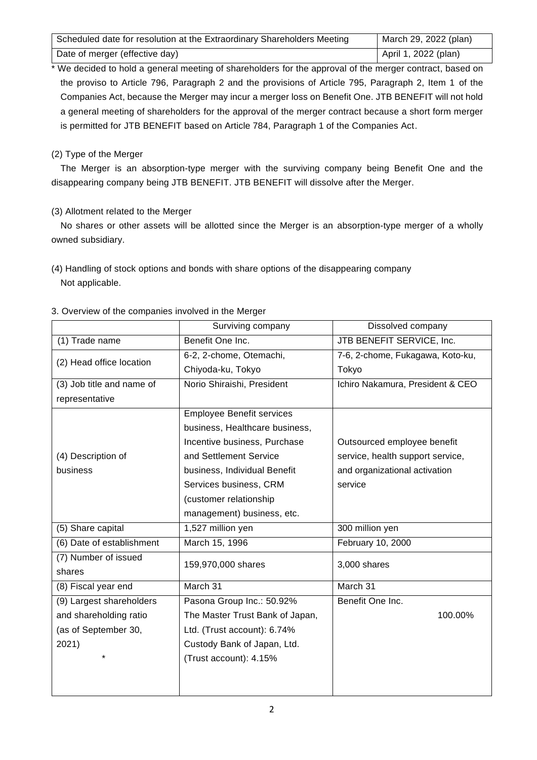| Scheduled date for resolution at the Extraordinary Shareholders Meeting | March 29, 2022 (plan) |
|---|---|
| Date of merger (effective day) | April 1, 2022 (plan) |

* We decided to hold a general meeting of shareholders for the approval of the merger contract, based on the proviso to Article 796, Paragraph 2 and the provisions of Article 795, Paragraph 2, Item 1 of the Companies Act, because the Merger may incur a merger loss on Benefit One. JTB BENEFIT will not hold a general meeting of shareholders for the approval of the merger contract because a short form merger is permitted for JTB BENEFIT based on Article 784, Paragraph 1 of the Companies Act.

(2) Type of the Merger

The Merger is an absorption-type merger with the surviving company being Benefit One and the disappearing company being JTB BENEFIT. JTB BENEFIT will dissolve after the Merger.

(3) Allotment related to the Merger

No shares or other assets will be allotted since the Merger is an absorption-type merger of a wholly owned subsidiary.

(4) Handling of stock options and bonds with share options of the disappearing company

Not applicable.

3. Overview of the companies involved in the Merger

| | Surviving company | Dissolved company |
|---|---|---|
| (1) Trade name | Benefit One Inc. | JTB BENEFIT SERVICE, Inc. |
| (2) Head office location | 6-2, 2-chome, Otemachi, Chiyoda-ku, Tokyo | 7-6, 2-chome, Fukagawa, Koto-ku, Tokyo |
| (3) Job title and name of representative | Norio Shiraishi, President | Ichiro Nakamura, President & CEO |
| (4) Description of business | Employee Benefit services business, Healthcare business, Incentive business, Purchase and Settlement Service business, Individual Benefit Services business, CRM (customer relationship management) business, etc. | Outsourced employee benefit service, health support service, and organizational activation service |
| (5) Share capital | 1,527 million yen | 300 million yen |
| (6) Date of establishment | March 15, 1996 | February 10, 2000 |
| (7) Number of issued shares | 159,970,000 shares | 3,000 shares |
| (8) Fiscal year end | March 31 | March 31 |
| (9) Largest shareholders and shareholding ratio (as of September 30, 2021) * | Pasona Group Inc.: 50.92%<br>The Master Trust Bank of Japan, Ltd. (Trust account): 6.74%<br>Custody Bank of Japan, Ltd. (Trust account): 4.15% | Benefit One Inc. 100.00% |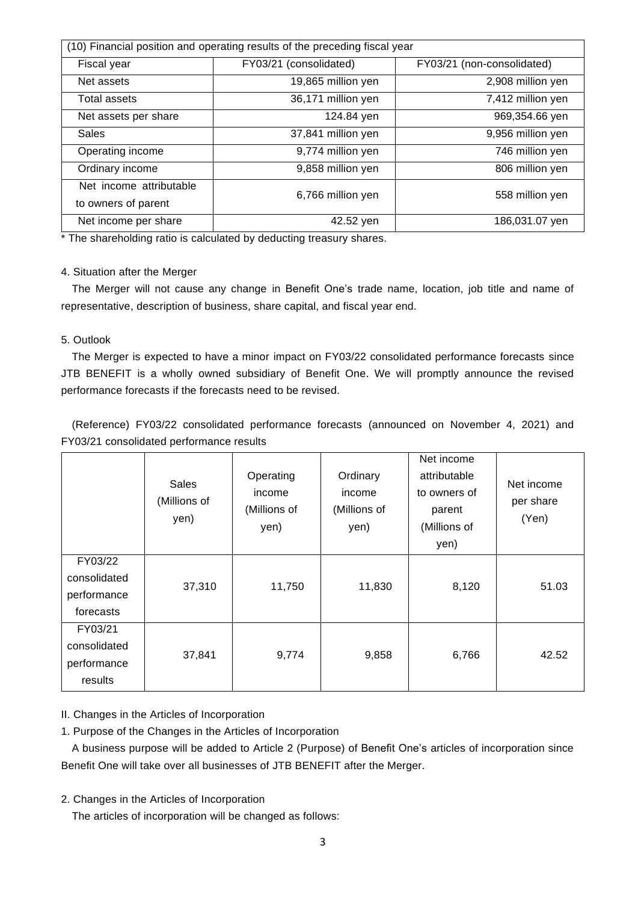| (10) Financial position and operating results of the preceding fiscal year | | |
|---|---|---|
| Fiscal year | FY03/21 (consolidated) | FY03/21 (non-consolidated) |
| Net assets | 19,865 million yen | 2,908 million yen |
| Total assets | 36,171 million yen | 7,412 million yen |
| Net assets per share | 124.84 yen | 969,354.66 yen |
| Sales | 37,841 million yen | 9,956 million yen |
| Operating income | 9,774 million yen | 746 million yen |
| Ordinary income | 9,858 million yen | 806 million yen |
| Net income attributable to owners of parent | 6,766 million yen | 558 million yen |
| Net income per share | 42.52 yen | 186,031.07 yen |

* The shareholding ratio is calculated by deducting treasury shares.

4. Situation after the Merger

The Merger will not cause any change in Benefit One's trade name, location, job title and name of representative, description of business, share capital, and fiscal year end.

5. Outlook

The Merger is expected to have a minor impact on FY03/22 consolidated performance forecasts since JTB BENEFIT is a wholly owned subsidiary of Benefit One. We will promptly announce the revised performance forecasts if the forecasts need to be revised.

(Reference) FY03/22 consolidated performance forecasts (announced on November 4, 2021) and FY03/21 consolidated performance results

| | Sales (Millions of yen) | Operating income (Millions of yen) | Ordinary income (Millions of yen) | Net income attributable to owners of parent (Millions of yen) | Net income per share (Yen) |
|---|---|---|---|---|---|
| FY03/22 consolidated performance forecasts | 37,310 | 11,750 | 11,830 | 8,120 | 51.03 |
| FY03/21 consolidated performance results | 37,841 | 9,774 | 9,858 | 6,766 | 42.52 |

II. Changes in the Articles of Incorporation

1. Purpose of the Changes in the Articles of Incorporation

A business purpose will be added to Article 2 (Purpose) of Benefit One's articles of incorporation since Benefit One will take over all businesses of JTB BENEFIT after the Merger.

2. Changes in the Articles of Incorporation

The articles of incorporation will be changed as follows: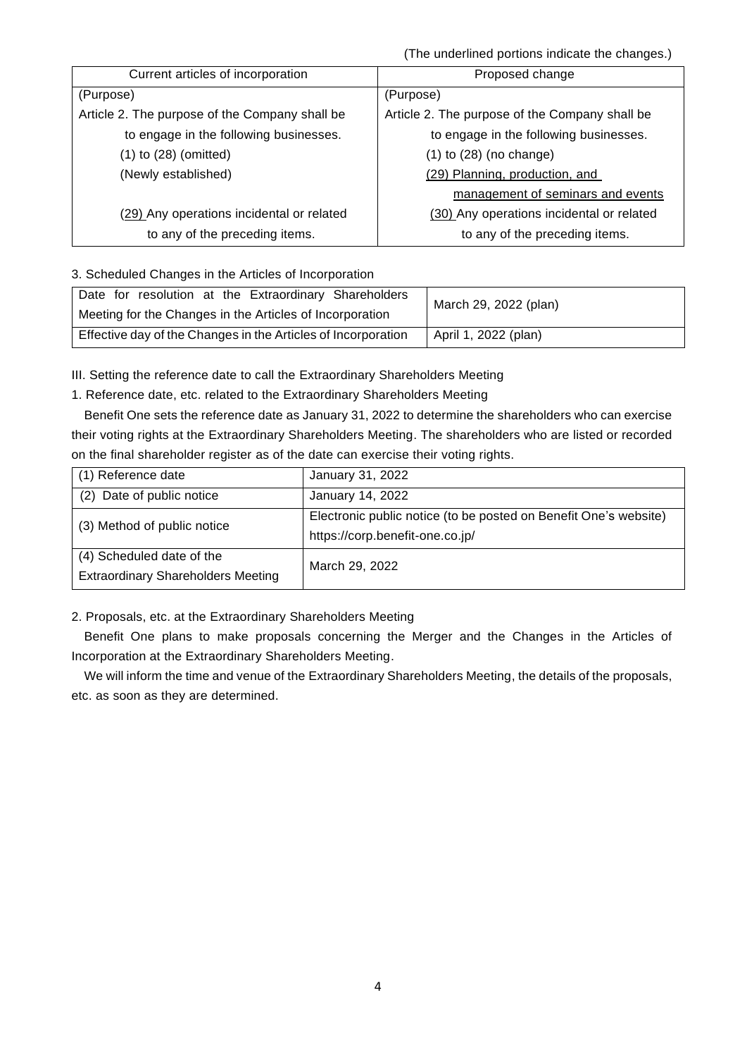(The underlined portions indicate the changes.)

| Current articles of incorporation | Proposed change |
|---|---|
| (Purpose) | (Purpose) |
| Article 2. The purpose of the Company shall be to engage in the following businesses. | Article 2. The purpose of the Company shall be to engage in the following businesses. |
| (1) to (28) (omitted) | (1) to (28) (no change) |
| (Newly established) | <u>(29) Planning, production, and management of seminars and events</u> |
| <u>(29)</u> Any operations incidental or related to any of the preceding items. | <u>(30)</u> Any operations incidental or related to any of the preceding items. |

3. Scheduled Changes in the Articles of Incorporation

| | |
|---|---|
| Date for resolution at the Extraordinary Shareholders Meeting for the Changes in the Articles of Incorporation | March 29, 2022 (plan) |
| Effective day of the Changes in the Articles of Incorporation | April 1, 2022 (plan) |

III. Setting the reference date to call the Extraordinary Shareholders Meeting

1. Reference date, etc. related to the Extraordinary Shareholders Meeting

Benefit One sets the reference date as January 31, 2022 to determine the shareholders who can exercise their voting rights at the Extraordinary Shareholders Meeting. The shareholders who are listed or recorded on the final shareholder register as of the date can exercise their voting rights.

| | |
|---|---|
| (1) Reference date | January 31, 2022 |
| (2) Date of public notice | January 14, 2022 |
| (3) Method of public notice | Electronic public notice (to be posted on Benefit One's website) https://corp.benefit-one.co.jp/ |
| (4) Scheduled date of the Extraordinary Shareholders Meeting | March 29, 2022 |

2. Proposals, etc. at the Extraordinary Shareholders Meeting

Benefit One plans to make proposals concerning the Merger and the Changes in the Articles of Incorporation at the Extraordinary Shareholders Meeting.

We will inform the time and venue of the Extraordinary Shareholders Meeting, the details of the proposals, etc. as soon as they are determined.